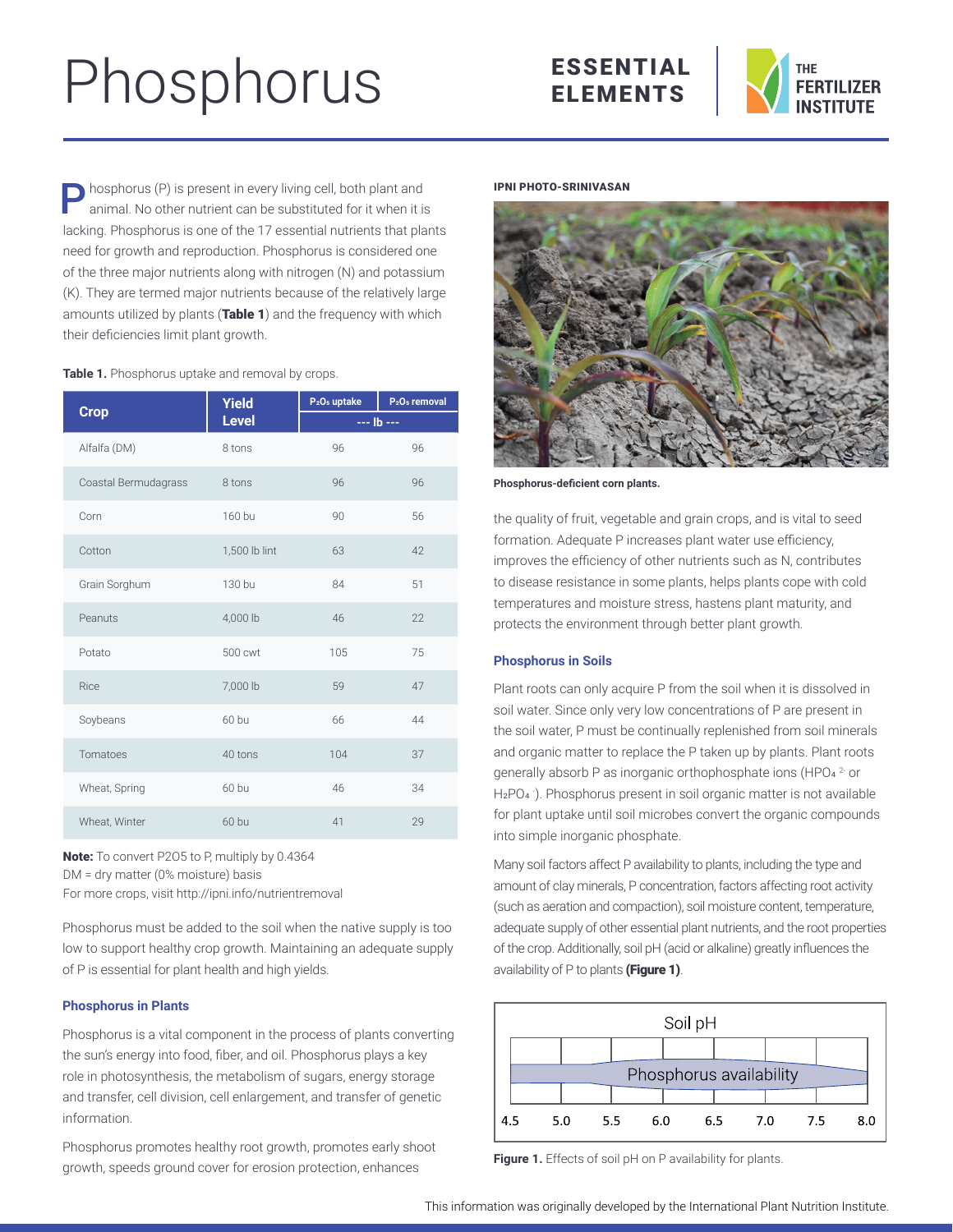# Phosphorus

ESSENTIAL ELEMENTS

THE FERTILIZER INSTITUTE

Phosphorus (P) is present in every living cell, both plant and animal. No other nutrient can be substituted for it when it is lacking. Phosphorus is one of the 17 essential nutrients that plants need for growth and reproduction. Phosphorus is considered one of the three major nutrients along with nitrogen (N) and potassium (K). They are termed major nutrients because of the relatively large amounts utilized by plants (**Table 1**) and the frequency with which their deficiencies limit plant growth.

**Table 1.** Phosphorus uptake and removal by crops.

| Crop | Yield Level | $P_2O_5$ uptake | $P_2O_5$ removal |
|---|---|---|---|
| | | --- lb --- | |
| Alfalfa (DM) | 8 tons | 96 | 96 |
| Coastal Bermudagrass | 8 tons | 96 | 96 |
| Corn | 160 bu | 90 | 56 |
| Cotton | 1,500 lb lint | 63 | 42 |
| Grain Sorghum | 130 bu | 84 | 51 |
| Peanuts | 4,000 lb | 46 | 22 |
| Potato | 500 cwt | 105 | 75 |
| Rice | 7,000 lb | 59 | 47 |
| Soybeans | 60 bu | 66 | 44 |
| Tomatoes | 40 tons | 104 | 37 |
| Wheat, Spring | 60 bu | 46 | 34 |
| Wheat, Winter | 60 bu | 41 | 29 |

**Note:** To convert P2O5 to P, multiply by 0.4364
DM = dry matter (0% moisture) basis
For more crops, visit http://ipni.info/nutrientremoval

Phosphorus must be added to the soil when the native supply is too low to support healthy crop growth. Maintaining an adequate supply of P is essential for plant health and high yields.

### Phosphorus in Plants

Phosphorus is a vital component in the process of plants converting the sun's energy into food, fiber, and oil. Phosphorus plays a key role in photosynthesis, the metabolism of sugars, energy storage and transfer, cell division, cell enlargement, and transfer of genetic information.

Phosphorus promotes healthy root growth, promotes early shoot growth, speeds ground cover for erosion protection, enhances the quality of fruit, vegetable and grain crops, and is vital to seed formation. Adequate P increases plant water use efficiency, improves the efficiency of other nutrients such as N, contributes to disease resistance in some plants, helps plants cope with cold temperatures and moisture stress, hastens plant maturity, and protects the environment through better plant growth.

IPNI PHOTO-SRINIVASAN

**Phosphorus-deficient corn plants.**

### Phosphorus in Soils

Plant roots can only acquire P from the soil when it is dissolved in soil water. Since only very low concentrations of P are present in the soil water, P must be continually replenished from soil minerals and organic matter to replace the P taken up by plants. Plant roots generally absorb P as inorganic orthophosphate ions ($HPO_4^{2-}$ or $H_2PO_4^{-}$). Phosphorus present in soil organic matter is not available for plant uptake until soil microbes convert the organic compounds into simple inorganic phosphate.

Many soil factors affect P availability to plants, including the type and amount of clay minerals, P concentration, factors affecting root activity (such as aeration and compaction), soil moisture content, temperature, adequate supply of other essential plant nutrients, and the root properties of the crop. Additionally, soil pH (acid or alkaline) greatly influences the availability of P to plants **(Figure 1)**.

Soil pH

Phosphorus availability

4.5 5.0 5.5 6.0 6.5 7.0 7.5 8.0

**Figure 1.** Effects of soil pH on P availability for plants.

This information was originally developed by the International Plant Nutrition Institute.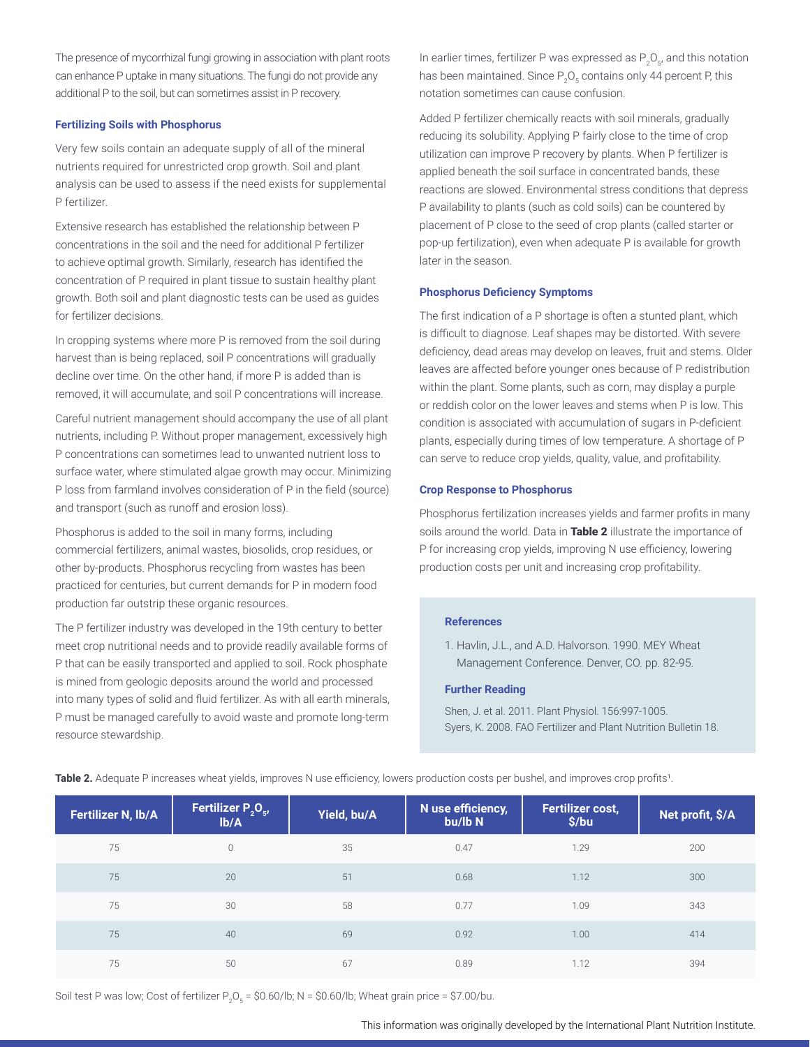The presence of mycorrhizal fungi growing in association with plant roots can enhance P uptake in many situations. The fungi do not provide any additional P to the soil, but can sometimes assist in P recovery.

### Fertilizing Soils with Phosphorus

Very few soils contain an adequate supply of all of the mineral nutrients required for unrestricted crop growth. Soil and plant analysis can be used to assess if the need exists for supplemental P fertilizer.

Extensive research has established the relationship between P concentrations in the soil and the need for additional P fertilizer to achieve optimal growth. Similarly, research has identified the concentration of P required in plant tissue to sustain healthy plant growth. Both soil and plant diagnostic tests can be used as guides for fertilizer decisions.

In cropping systems where more P is removed from the soil during harvest than is being replaced, soil P concentrations will gradually decline over time. On the other hand, if more P is added than is removed, it will accumulate, and soil P concentrations will increase.

Careful nutrient management should accompany the use of all plant nutrients, including P. Without proper management, excessively high P concentrations can sometimes lead to unwanted nutrient loss to surface water, where stimulated algae growth may occur. Minimizing P loss from farmland involves consideration of P in the field (source) and transport (such as runoff and erosion loss).

Phosphorus is added to the soil in many forms, including commercial fertilizers, animal wastes, biosolids, crop residues, or other by-products. Phosphorus recycling from wastes has been practiced for centuries, but current demands for P in modern food production far outstrip these organic resources.

The P fertilizer industry was developed in the 19th century to better meet crop nutritional needs and to provide readily available forms of P that can be easily transported and applied to soil. Rock phosphate is mined from geologic deposits around the world and processed into many types of solid and fluid fertilizer. As with all earth minerals, P must be managed carefully to avoid waste and promote long-term resource stewardship.

In earlier times, fertilizer P was expressed as $P_2O_5$, and this notation has been maintained. Since $P_2O_5$ contains only 44 percent P, this notation sometimes can cause confusion.

Added P fertilizer chemically reacts with soil minerals, gradually reducing its solubility. Applying P fairly close to the time of crop utilization can improve P recovery by plants. When P fertilizer is applied beneath the soil surface in concentrated bands, these reactions are slowed. Environmental stress conditions that depress P availability to plants (such as cold soils) can be countered by placement of P close to the seed of crop plants (called starter or pop-up fertilization), even when adequate P is available for growth later in the season.

### Phosphorus Deficiency Symptoms

The first indication of a P shortage is often a stunted plant, which is difficult to diagnose. Leaf shapes may be distorted. With severe deficiency, dead areas may develop on leaves, fruit and stems. Older leaves are affected before younger ones because of P redistribution within the plant. Some plants, such as corn, may display a purple or reddish color on the lower leaves and stems when P is low. This condition is associated with accumulation of sugars in P-deficient plants, especially during times of low temperature. A shortage of P can serve to reduce crop yields, quality, value, and profitability.

### Crop Response to Phosphorus

Phosphorus fertilization increases yields and farmer profits in many soils around the world. Data in **Table 2** illustrate the importance of P for increasing crop yields, improving N use efficiency, lowering production costs per unit and increasing crop profitability.

#### References

1. Havlin, J.L., and A.D. Halvorson. 1990. MEY Wheat Management Conference. Denver, CO. pp. 82-95.

#### Further Reading

Shen, J. et al. 2011. Plant Physiol. 156:997-1005.
Syers, K. 2008. FAO Fertilizer and Plant Nutrition Bulletin 18.

**Table 2.** Adequate P increases wheat yields, improves N use efficiency, lowers production costs per bushel, and improves crop profits[1].

| Fertilizer N, lb/A | Fertilizer $P_2O_5$, lb/A | Yield, bu/A | N use efficiency, bu/lb N | Fertilizer cost, $/bu | Net profit, $/A |
|---|---|---|---|---|---|
| 75 | 0 | 35 | 0.47 | 1.29 | 200 |
| 75 | 20 | 51 | 0.68 | 1.12 | 300 |
| 75 | 30 | 58 | 0.77 | 1.09 | 343 |
| 75 | 40 | 69 | 0.92 | 1.00 | 414 |
| 75 | 50 | 67 | 0.89 | 1.12 | 394 |

Soil test P was low; Cost of fertilizer $P_2O_5$ = $0.60/lb; N = $0.60/lb; Wheat grain price = $7.00/bu.

This information was originally developed by the International Plant Nutrition Institute.